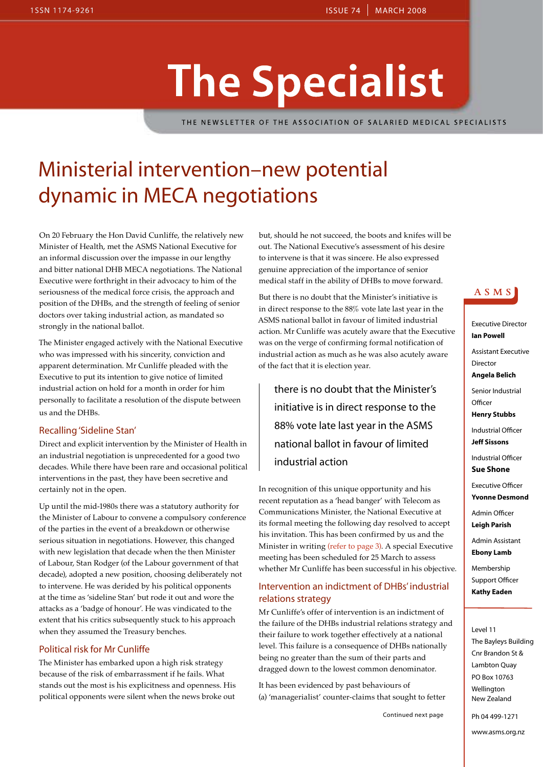# The Specialist

THE NEWSLETTER OF THE ASSOCIATION OF SALARIED MEDICAL SPECIALISTS

## Ministerial intervention–new potential dynamic in MECA negotiations

On 20 February the Hon David Cunliffe, the relatively new Minister of Health, met the ASMS National Executive for an informal discussion over the impasse in our lengthy and bitter national DHB MECA negotiations. The National Executive were forthright in their advocacy to him of the seriousness of the medical force crisis, the approach and position of the DHBs, and the strength of feeling of senior doctors over taking industrial action, as mandated so strongly in the national ballot.

The Minister engaged actively with the National Executive who was impressed with his sincerity, conviction and apparent determination. Mr Cunliffe pleaded with the Executive to put its intention to give notice of limited industrial action on hold for a month in order for him personally to facilitate a resolution of the dispute between us and the DHBs.

### Recalling 'Sideline Stan'

Direct and explicit intervention by the Minister of Health in an industrial negotiation is unprecedented for a good two decades. While there have been rare and occasional political interventions in the past, they have been secretive and certainly not in the open.

Up until the mid-1980s there was a statutory authority for the Minister of Labour to convene a compulsory conference of the parties in the event of a breakdown or otherwise serious situation in negotiations. However, this changed with new legislation that decade when the then Minister of Labour, Stan Rodger (of the Labour government of that decade), adopted a new position, choosing deliberately not to intervene. He was derided by his political opponents at the time as 'sideline Stan' but rode it out and wore the attacks as a 'badge of honour'. He was vindicated to the extent that his critics subsequently stuck to his approach when they assumed the Treasury benches.

### Political risk for Mr Cunliffe

The Minister has embarked upon a high risk strategy because of the risk of embarrassment if he fails. What stands out the most is his explicitness and openness. His political opponents were silent when the news broke out but, should he not succeed, the boots and knifes will be out. The National Executive's assessment of his desire to intervene is that it was sincere. He also expressed genuine appreciation of the importance of senior medical staff in the ability of DHBs to move forward.

But there is no doubt that the Minister's initiative is in direct response to the 88% vote late last year in the ASMS national ballot in favour of limited industrial action. Mr Cunliffe was acutely aware that the Executive was on the verge of confirming formal notification of industrial action as much as he was also acutely aware of the fact that it is election year.

> there is no doubt that the Minister's initiative is in direct response to the 88% vote late last year in the ASMS national ballot in favour of limited industrial action

In recognition of this unique opportunity and his recent reputation as a 'head banger' with Telecom as Communications Minister, the National Executive at its formal meeting the following day resolved to accept his invitation. This has been confirmed by us and the Minister in writing (refer to page 3). A special Executive meeting has been scheduled for 25 March to assess whether Mr Cunliffe has been successful in his objective.

### Intervention an indictment of DHBs' industrial relations strategy

Mr Cunliffe's offer of intervention is an indictment of the failure of the DHBs industrial relations strategy and their failure to work together effectively at a national level. This failure is a consequence of DHBs nationally being no greater than the sum of their parts and dragged down to the lowest common denominator.

It has been evidenced by past behaviours of (a) 'managerialist' counter-claims that sought to fetter

Continued next page

**ASMS**

Executive Director
**Ian Powell**

Assistant Executive Director
**Angela Belich**

Senior Industrial Officer
**Henry Stubbs**

Industrial Officer
**Jeff Sissons**

Industrial Officer
**Sue Shone**

Executive Officer
**Yvonne Desmond**

Admin Officer
**Leigh Parish**

Admin Assistant
**Ebony Lamb**

Membership Support Officer
**Kathy Eaden**

Level 11
The Bayleys Building
Cnr Brandon St & Lambton Quay
PO Box 10763
Wellington
New Zealand

Ph 04 499-1271

www.asms.org.nz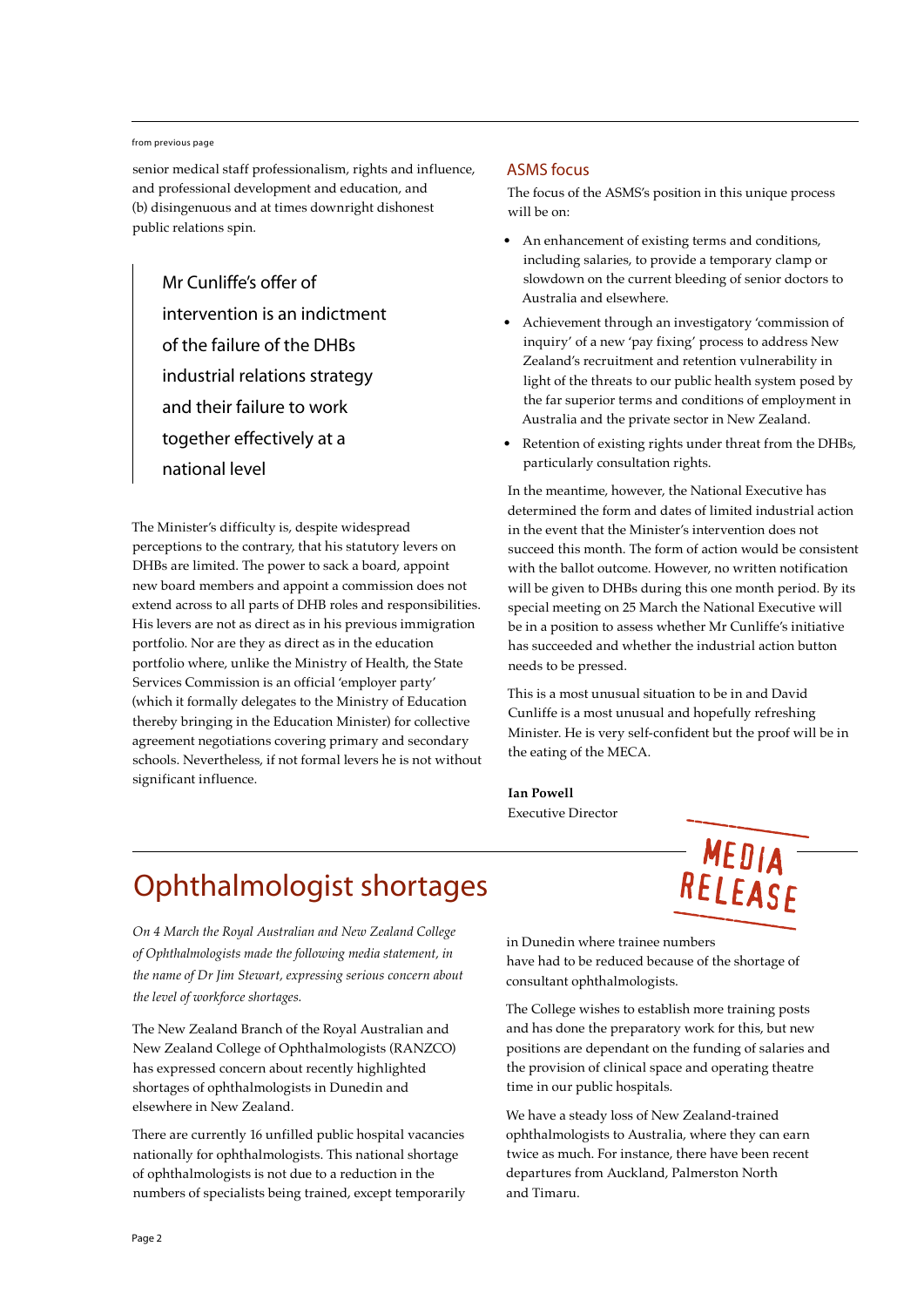from previous page

senior medical staff professionalism, rights and influence, and professional development and education, and (b) disingenuous and at times downright dishonest public relations spin.

> Mr Cunliffe's offer of intervention is an indictment of the failure of the DHBs industrial relations strategy and their failure to work together effectively at a national level

The Minister's difficulty is, despite widespread perceptions to the contrary, that his statutory levers on DHBs are limited. The power to sack a board, appoint new board members and appoint a commission does not extend across to all parts of DHB roles and responsibilities. His levers are not as direct as in his previous immigration portfolio. Nor are they as direct as in the education portfolio where, unlike the Ministry of Health, the State Services Commission is an official 'employer party' (which it formally delegates to the Ministry of Education thereby bringing in the Education Minister) for collective agreement negotiations covering primary and secondary schools. Nevertheless, if not formal levers he is not without significant influence.

## ASMS focus

The focus of the ASMS's position in this unique process will be on:

- An enhancement of existing terms and conditions, including salaries, to provide a temporary clamp or slowdown on the current bleeding of senior doctors to Australia and elsewhere.
- Achievement through an investigatory 'commission of inquiry' of a new 'pay fixing' process to address New Zealand's recruitment and retention vulnerability in light of the threats to our public health system posed by the far superior terms and conditions of employment in Australia and the private sector in New Zealand.
- Retention of existing rights under threat from the DHBs, particularly consultation rights.

In the meantime, however, the National Executive has determined the form and dates of limited industrial action in the event that the Minister's intervention does not succeed this month. The form of action would be consistent with the ballot outcome. However, no written notification will be given to DHBs during this one month period. By its special meeting on 25 March the National Executive will be in a position to assess whether Mr Cunliffe's initiative has succeeded and whether the industrial action button needs to be pressed.

This is a most unusual situation to be in and David Cunliffe is a most unusual and hopefully refreshing Minister. He is very self-confident but the proof will be in the eating of the MECA.

**Ian Powell**
Executive Director

# Ophthalmologist shortages

MEDIA RELEASE

*On 4 March the Royal Australian and New Zealand College of Ophthalmologists made the following media statement, in the name of Dr Jim Stewart, expressing serious concern about the level of workforce shortages.*

The New Zealand Branch of the Royal Australian and New Zealand College of Ophthalmologists (RANZCO) has expressed concern about recently highlighted shortages of ophthalmologists in Dunedin and elsewhere in New Zealand.

There are currently 16 unfilled public hospital vacancies nationally for ophthalmologists. This national shortage of ophthalmologists is not due to a reduction in the numbers of specialists being trained, except temporarily in Dunedin where trainee numbers have had to be reduced because of the shortage of consultant ophthalmologists.

The College wishes to establish more training posts and has done the preparatory work for this, but new positions are dependant on the funding of salaries and the provision of clinical space and operating theatre time in our public hospitals.

We have a steady loss of New Zealand-trained ophthalmologists to Australia, where they can earn twice as much. For instance, there have been recent departures from Auckland, Palmerston North and Timaru.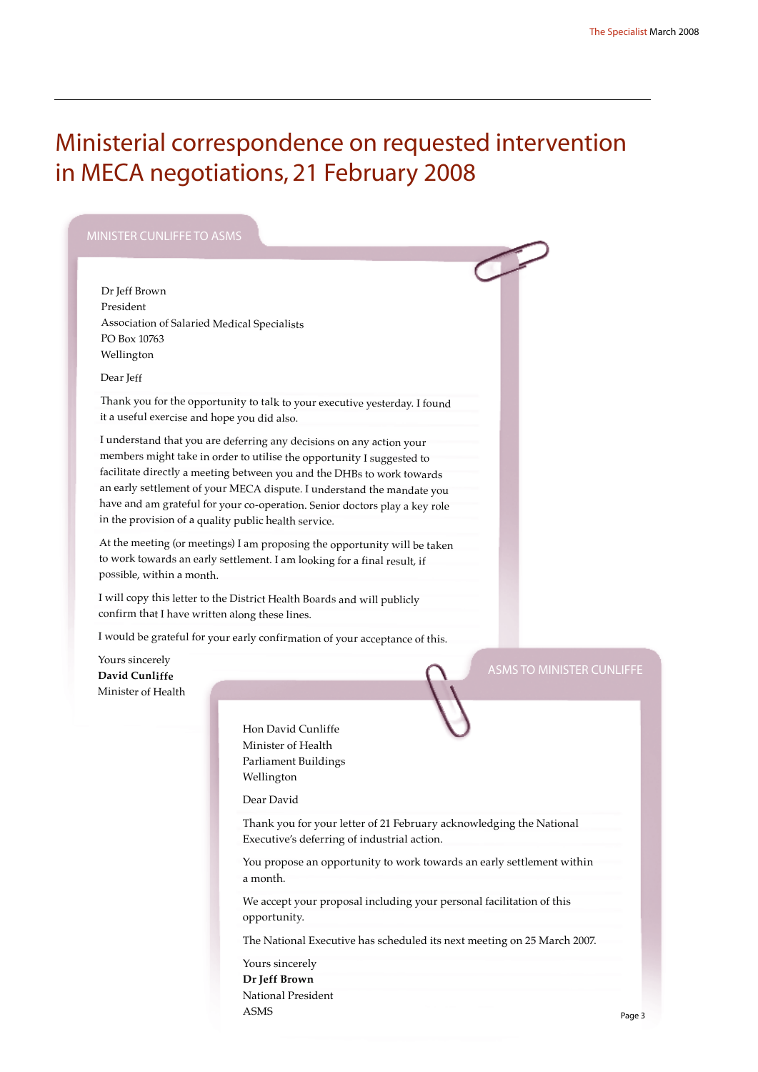# Ministerial correspondence on requested intervention in MECA negotiations, 21 February 2008

## MINISTER CUNLIFFE TO ASMS

Dr Jeff Brown
President
Association of Salaried Medical Specialists
PO Box 10763
Wellington

Dear Jeff

Thank you for the opportunity to talk to your executive yesterday. I found it a useful exercise and hope you did also.

I understand that you are deferring any decisions on any action your members might take in order to utilise the opportunity I suggested to facilitate directly a meeting between you and the DHBs to work towards an early settlement of your MECA dispute. I understand the mandate you have and am grateful for your co-operation. Senior doctors play a key role in the provision of a quality public health service.

At the meeting (or meetings) I am proposing the opportunity will be taken to work towards an early settlement. I am looking for a final result, if possible, within a month.

I will copy this letter to the District Health Boards and will publicly confirm that I have written along these lines.

I would be grateful for your early confirmation of your acceptance of this.

Yours sincerely
**David Cunliffe**
Minister of Health

## ASMS TO MINISTER CUNLIFFE

Hon David Cunliffe
Minister of Health
Parliament Buildings
Wellington

Dear David

Thank you for your letter of 21 February acknowledging the National Executive's deferring of industrial action.

You propose an opportunity to work towards an early settlement within a month.

We accept your proposal including your personal facilitation of this opportunity.

The National Executive has scheduled its next meeting on 25 March 2007.

Yours sincerely
**Dr Jeff Brown**
National President
ASMS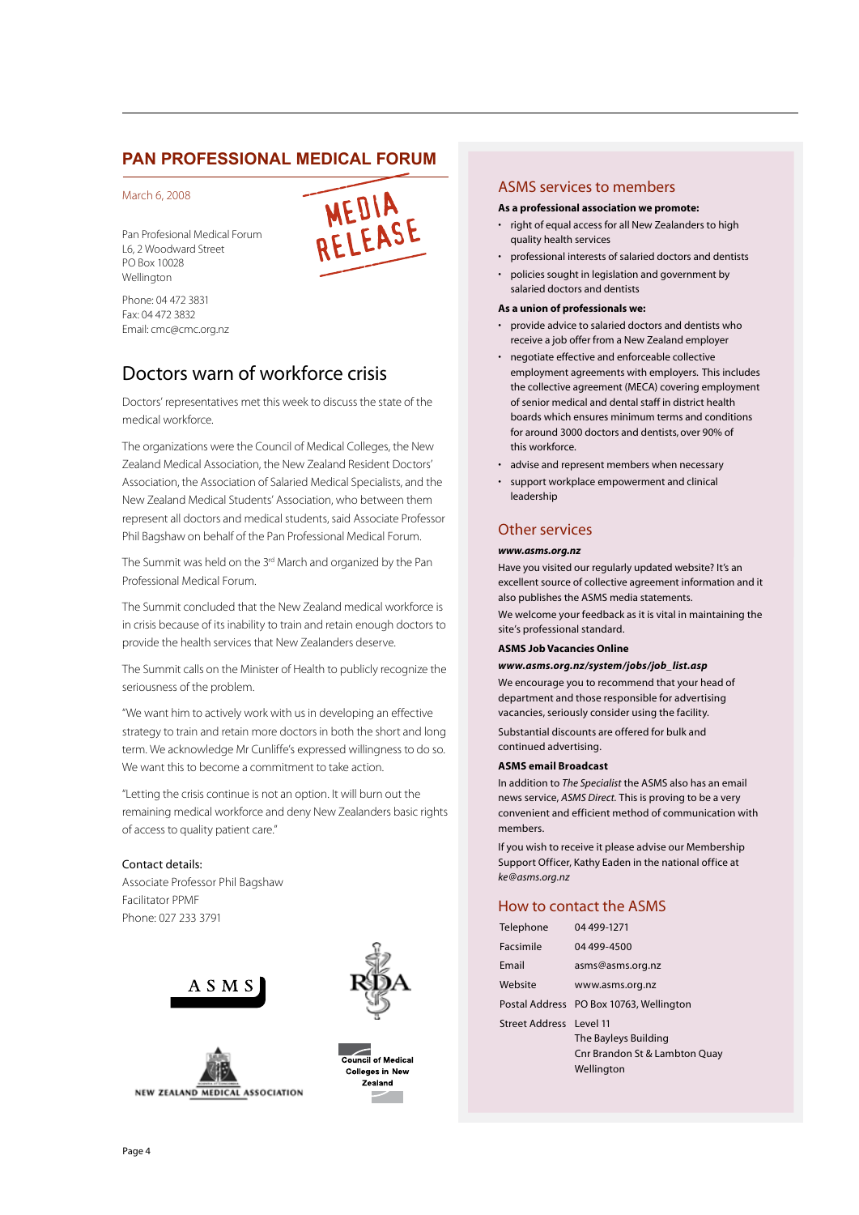## PAN PROFESSIONAL MEDICAL FORUM

March 6, 2008

MEDIA RELEASE

Pan Profesional Medical Forum
L6, 2 Woodward Street
PO Box 10028
Wellington

Phone: 04 472 3831
Fax: 04 472 3832
Email: cmc@cmc.org.nz

# Doctors warn of workforce crisis

Doctors' representatives met this week to discuss the state of the medical workforce.

The organizations were the Council of Medical Colleges, the New Zealand Medical Association, the New Zealand Resident Doctors' Association, the Association of Salaried Medical Specialists, and the New Zealand Medical Students' Association, who between them represent all doctors and medical students, said Associate Professor Phil Bagshaw on behalf of the Pan Professional Medical Forum.

The Summit was held on the 3rd March and organized by the Pan Professional Medical Forum.

The Summit concluded that the New Zealand medical workforce is in crisis because of its inability to train and retain enough doctors to provide the health services that New Zealanders deserve.

The Summit calls on the Minister of Health to publicly recognize the seriousness of the problem.

"We want him to actively work with us in developing an effective strategy to train and retain more doctors in both the short and long term. We acknowledge Mr Cunliffe's expressed willingness to do so. We want this to become a commitment to take action.

"Letting the crisis continue is not an option. It will burn out the remaining medical workforce and deny New Zealanders basic rights of access to quality patient care."

Contact details:
Associate Professor Phil Bagshaw
Facilitator PPMF
Phone: 027 233 3791

ASMS

RDA

NEW ZEALAND MEDICAL ASSOCIATION

Council of Medical Colleges in New Zealand

## ASMS services to members

**As a professional association we promote:**

- right of equal access for all New Zealanders to high quality health services
- professional interests of salaried doctors and dentists
- policies sought in legislation and government by salaried doctors and dentists

**As a union of professionals we:**

- provide advice to salaried doctors and dentists who receive a job offer from a New Zealand employer
- negotiate effective and enforceable collective employment agreements with employers. This includes the collective agreement (MECA) covering employment of senior medical and dental staff in district health boards which ensures minimum terms and conditions for around 3000 doctors and dentists, over 90% of this workforce.
- advise and represent members when necessary
- support workplace empowerment and clinical leadership

## Other services

***www.asms.org.nz***

Have you visited our regularly updated website? It's an excellent source of collective agreement information and it also publishes the ASMS media statements.

We welcome your feedback as it is vital in maintaining the site's professional standard.

**ASMS Job Vacancies Online**

***www.asms.org.nz/system/jobs/job_list.asp***

We encourage you to recommend that your head of department and those responsible for advertising vacancies, seriously consider using the facility.

Substantial discounts are offered for bulk and continued advertising.

**ASMS email Broadcast**

In addition to *The Specialist* the ASMS also has an email news service, *ASMS Direct*. This is proving to be a very convenient and efficient method of communication with members.

If you wish to receive it please advise our Membership Support Officer, Kathy Eaden in the national office at *ke@asms.org.nz*

## How to contact the ASMS

| | |
|---|---|
| Telephone | 04 499-1271 |
| Facsimile | 04 499-4500 |
| Email | asms@asms.org.nz |
| Website | www.asms.org.nz |
| Postal Address | PO Box 10763, Wellington |
| Street Address | Level 11<br>The Bayleys Building<br>Cnr Brandon St & Lambton Quay<br>Wellington |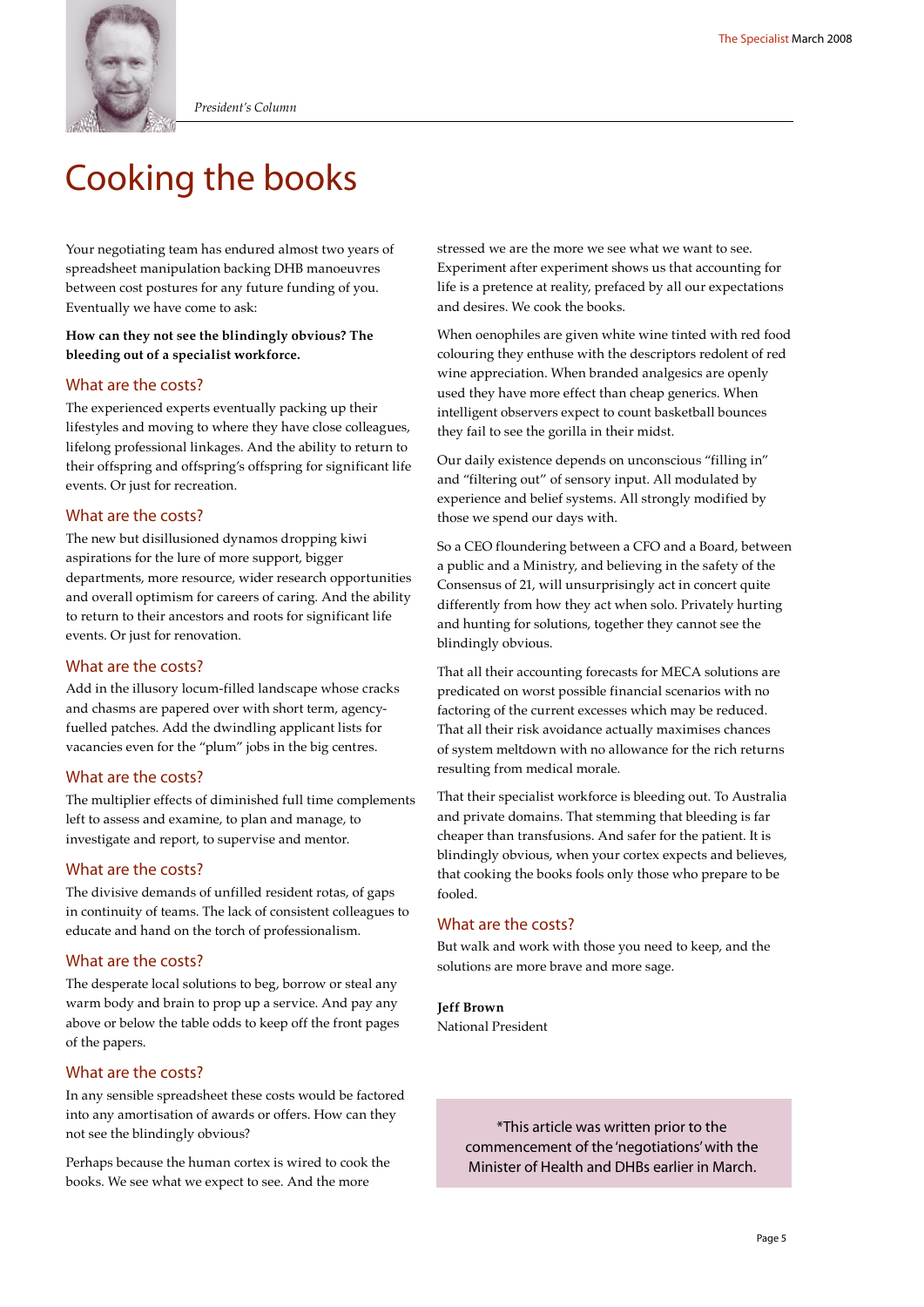*President's Column*

# Cooking the books

Your negotiating team has endured almost two years of spreadsheet manipulation backing DHB manoeuvres between cost postures for any future funding of you. Eventually we have come to ask:

**How can they not see the blindingly obvious? The bleeding out of a specialist workforce.**

## What are the costs?

The experienced experts eventually packing up their lifestyles and moving to where they have close colleagues, lifelong professional linkages. And the ability to return to their offspring and offspring's offspring for significant life events. Or just for recreation.

## What are the costs?

The new but disillusioned dynamos dropping kiwi aspirations for the lure of more support, bigger departments, more resource, wider research opportunities and overall optimism for careers of caring. And the ability to return to their ancestors and roots for significant life events. Or just for renovation.

## What are the costs?

Add in the illusory locum-filled landscape whose cracks and chasms are papered over with short term, agency-fuelled patches. Add the dwindling applicant lists for vacancies even for the "plum" jobs in the big centres.

## What are the costs?

The multiplier effects of diminished full time complements left to assess and examine, to plan and manage, to investigate and report, to supervise and mentor.

## What are the costs?

The divisive demands of unfilled resident rotas, of gaps in continuity of teams. The lack of consistent colleagues to educate and hand on the torch of professionalism.

## What are the costs?

The desperate local solutions to beg, borrow or steal any warm body and brain to prop up a service. And pay any above or below the table odds to keep off the front pages of the papers.

## What are the costs?

In any sensible spreadsheet these costs would be factored into any amortisation of awards or offers. How can they not see the blindingly obvious?

Perhaps because the human cortex is wired to cook the books. We see what we expect to see. And the more stressed we are the more we see what we want to see. Experiment after experiment shows us that accounting for life is a pretence at reality, prefaced by all our expectations and desires. We cook the books.

When oenophiles are given white wine tinted with red food colouring they enthuse with the descriptors redolent of red wine appreciation. When branded analgesics are openly used they have more effect than cheap generics. When intelligent observers expect to count basketball bounces they fail to see the gorilla in their midst.

Our daily existence depends on unconscious "filling in" and "filtering out" of sensory input. All modulated by experience and belief systems. All strongly modified by those we spend our days with.

So a CEO floundering between a CFO and a Board, between a public and a Ministry, and believing in the safety of the Consensus of 21, will unsurprisingly act in concert quite differently from how they act when solo. Privately hurting and hunting for solutions, together they cannot see the blindingly obvious.

That all their accounting forecasts for MECA solutions are predicated on worst possible financial scenarios with no factoring of the current excesses which may be reduced. That all their risk avoidance actually maximises chances of system meltdown with no allowance for the rich returns resulting from medical morale.

That their specialist workforce is bleeding out. To Australia and private domains. That stemming that bleeding is far cheaper than transfusions. And safer for the patient. It is blindingly obvious, when your cortex expects and believes, that cooking the books fools only those who prepare to be fooled.

## What are the costs?

But walk and work with those you need to keep, and the solutions are more brave and more sage.

**Jeff Brown**
National President

*This article was written prior to the commencement of the 'negotiations' with the Minister of Health and DHBs earlier in March.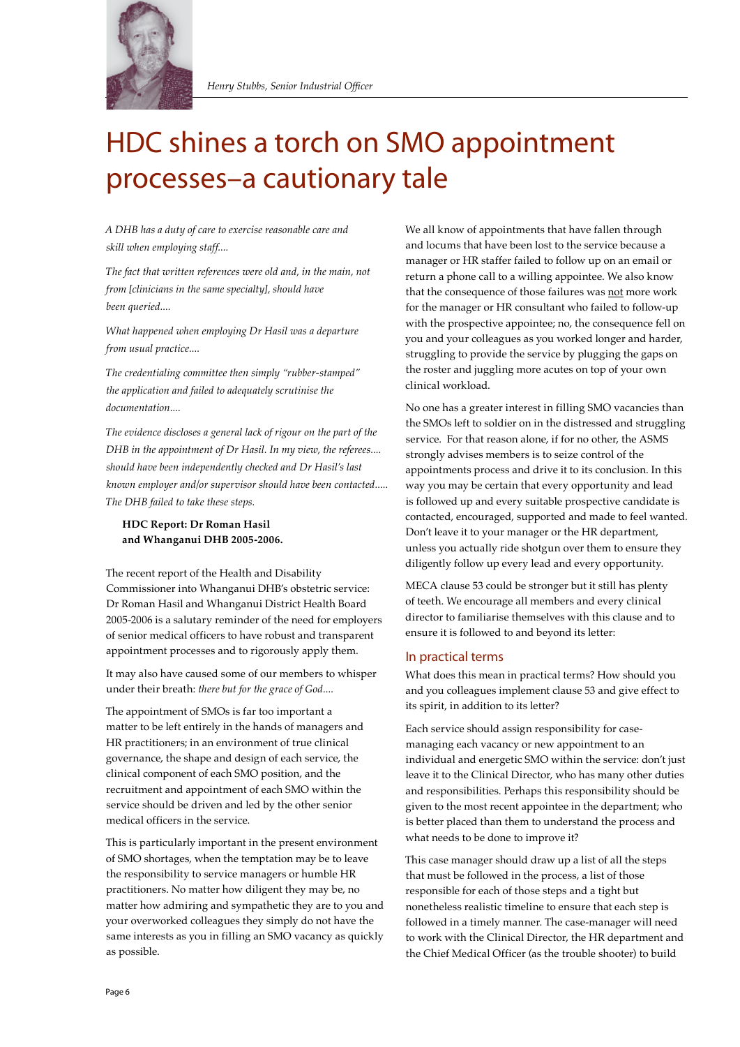*Henry Stubbs, Senior Industrial Officer*

# HDC shines a torch on SMO appointment processes–a cautionary tale

*A DHB has a duty of care to exercise reasonable care and skill when employing staff....*

*The fact that written references were old and, in the main, not from [clinicians in the same specialty], should have been queried....*

*What happened when employing Dr Hasil was a departure from usual practice....*

*The credentialing committee then simply "rubber-stamped" the application and failed to adequately scrutinise the documentation....*

*The evidence discloses a general lack of rigour on the part of the DHB in the appointment of Dr Hasil. In my view, the referees.... should have been independently checked and Dr Hasil's last known employer and/or supervisor should have been contacted..... The DHB failed to take these steps.*

**HDC Report: Dr Roman Hasil and Whanganui DHB 2005-2006.**

The recent report of the Health and Disability Commissioner into Whanganui DHB's obstetric service: Dr Roman Hasil and Whanganui District Health Board 2005-2006 is a salutary reminder of the need for employers of senior medical officers to have robust and transparent appointment processes and to rigorously apply them.

It may also have caused some of our members to whisper under their breath: *there but for the grace of God....*

The appointment of SMOs is far too important a matter to be left entirely in the hands of managers and HR practitioners; in an environment of true clinical governance, the shape and design of each service, the clinical component of each SMO position, and the recruitment and appointment of each SMO within the service should be driven and led by the other senior medical officers in the service.

This is particularly important in the present environment of SMO shortages, when the temptation may be to leave the responsibility to service managers or humble HR practitioners. No matter how diligent they may be, no matter how admiring and sympathetic they are to you and your overworked colleagues they simply do not have the same interests as you in filling an SMO vacancy as quickly as possible.

We all know of appointments that have fallen through and locums that have been lost to the service because a manager or HR staffer failed to follow up on an email or return a phone call to a willing appointee. We also know that the consequence of those failures was not more work for the manager or HR consultant who failed to follow-up with the prospective appointee; no, the consequence fell on you and your colleagues as you worked longer and harder, struggling to provide the service by plugging the gaps on the roster and juggling more acutes on top of your own clinical workload.

No one has a greater interest in filling SMO vacancies than the SMOs left to soldier on in the distressed and struggling service. For that reason alone, if for no other, the ASMS strongly advises members is to seize control of the appointments process and drive it to its conclusion. In this way you may be certain that every opportunity and lead is followed up and every suitable prospective candidate is contacted, encouraged, supported and made to feel wanted. Don't leave it to your manager or the HR department, unless you actually ride shotgun over them to ensure they diligently follow up every lead and every opportunity.

MECA clause 53 could be stronger but it still has plenty of teeth. We encourage all members and every clinical director to familiarise themselves with this clause and to ensure it is followed to and beyond its letter:

## In practical terms

What does this mean in practical terms? How should you and you colleagues implement clause 53 and give effect to its spirit, in addition to its letter?

Each service should assign responsibility for case-managing each vacancy or new appointment to an individual and energetic SMO within the service: don't just leave it to the Clinical Director, who has many other duties and responsibilities. Perhaps this responsibility should be given to the most recent appointee in the department; who is better placed than them to understand the process and what needs to be done to improve it?

This case manager should draw up a list of all the steps that must be followed in the process, a list of those responsible for each of those steps and a tight but nonetheless realistic timeline to ensure that each step is followed in a timely manner. The case-manager will need to work with the Clinical Director, the HR department and the Chief Medical Officer (as the trouble shooter) to build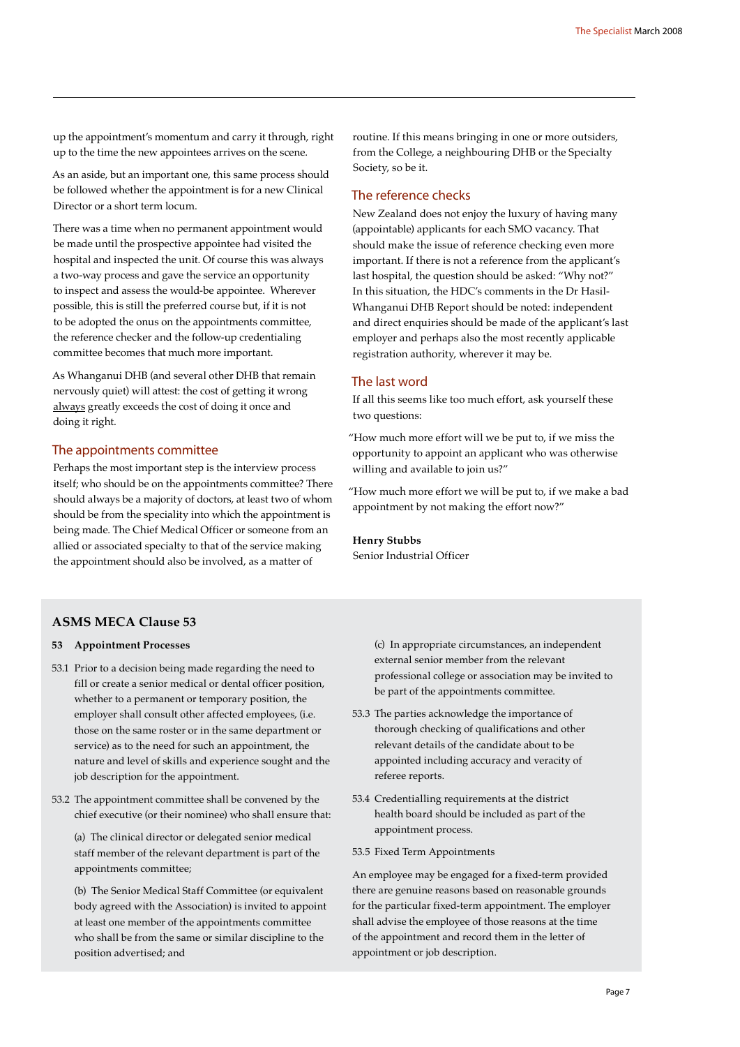up the appointment's momentum and carry it through, right up to the time the new appointees arrives on the scene.

As an aside, but an important one, this same process should be followed whether the appointment is for a new Clinical Director or a short term locum.

There was a time when no permanent appointment would be made until the prospective appointee had visited the hospital and inspected the unit. Of course this was always a two-way process and gave the service an opportunity to inspect and assess the would-be appointee. Wherever possible, this is still the preferred course but, if it is not to be adopted the onus on the appointments committee, the reference checker and the follow-up credentialing committee becomes that much more important.

As Whanganui DHB (and several other DHB that remain nervously quiet) will attest: the cost of getting it wrong always greatly exceeds the cost of doing it once and doing it right.

## The appointments committee

Perhaps the most important step is the interview process itself; who should be on the appointments committee? There should always be a majority of doctors, at least two of whom should be from the speciality into which the appointment is being made. The Chief Medical Officer or someone from an allied or associated specialty to that of the service making the appointment should also be involved, as a matter of routine. If this means bringing in one or more outsiders, from the College, a neighbouring DHB or the Specialty Society, so be it.

## The reference checks

New Zealand does not enjoy the luxury of having many (appointable) applicants for each SMO vacancy. That should make the issue of reference checking even more important. If there is not a reference from the applicant's last hospital, the question should be asked: "Why not?" In this situation, the HDC's comments in the Dr Hasil-Whanganui DHB Report should be noted: independent and direct enquiries should be made of the applicant's last employer and perhaps also the most recently applicable registration authority, wherever it may be.

## The last word

If all this seems like too much effort, ask yourself these two questions:

"How much more effort will we be put to, if we miss the opportunity to appoint an applicant who was otherwise willing and available to join us?"

"How much more effort we will be put to, if we make a bad appointment by not making the effort now?"

**Henry Stubbs**
Senior Industrial Officer

## ASMS MECA Clause 53

**53 Appointment Processes**

53.1 Prior to a decision being made regarding the need to fill or create a senior medical or dental officer position, whether to a permanent or temporary position, the employer shall consult other affected employees, (i.e. those on the same roster or in the same department or service) as to the need for such an appointment, the nature and level of skills and experience sought and the job description for the appointment.

53.2 The appointment committee shall be convened by the chief executive (or their nominee) who shall ensure that:

(a) The clinical director or delegated senior medical staff member of the relevant department is part of the appointments committee;

(b) The Senior Medical Staff Committee (or equivalent body agreed with the Association) is invited to appoint at least one member of the appointments committee who shall be from the same or similar discipline to the position advertised; and

(c) In appropriate circumstances, an independent external senior member from the relevant professional college or association may be invited to be part of the appointments committee.

53.3 The parties acknowledge the importance of thorough checking of qualifications and other relevant details of the candidate about to be appointed including accuracy and veracity of referee reports.

53.4 Credentialling requirements at the district health board should be included as part of the appointment process.

53.5 Fixed Term Appointments

An employee may be engaged for a fixed-term provided there are genuine reasons based on reasonable grounds for the particular fixed-term appointment. The employer shall advise the employee of those reasons at the time of the appointment and record them in the letter of appointment or job description.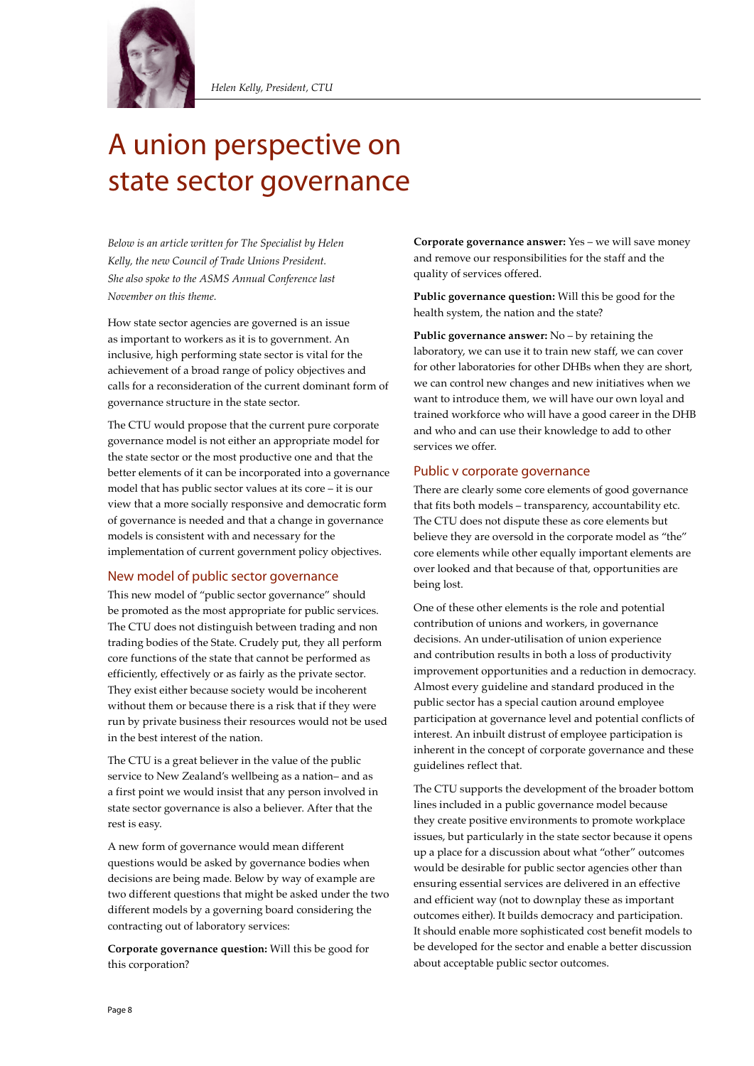*Helen Kelly, President, CTU*

# A union perspective on state sector governance

*Below is an article written for The Specialist by Helen Kelly, the new Council of Trade Unions President. She also spoke to the ASMS Annual Conference last November on this theme.*

How state sector agencies are governed is an issue as important to workers as it is to government. An inclusive, high performing state sector is vital for the achievement of a broad range of policy objectives and calls for a reconsideration of the current dominant form of governance structure in the state sector.

The CTU would propose that the current pure corporate governance model is not either an appropriate model for the state sector or the most productive one and that the better elements of it can be incorporated into a governance model that has public sector values at its core – it is our view that a more socially responsive and democratic form of governance is needed and that a change in governance models is consistent with and necessary for the implementation of current government policy objectives.

## New model of public sector governance

This new model of "public sector governance" should be promoted as the most appropriate for public services. The CTU does not distinguish between trading and non trading bodies of the State. Crudely put, they all perform core functions of the state that cannot be performed as efficiently, effectively or as fairly as the private sector. They exist either because society would be incoherent without them or because there is a risk that if they were run by private business their resources would not be used in the best interest of the nation.

The CTU is a great believer in the value of the public service to New Zealand's wellbeing as a nation– and as a first point we would insist that any person involved in state sector governance is also a believer. After that the rest is easy.

A new form of governance would mean different questions would be asked by governance bodies when decisions are being made. Below by way of example are two different questions that might be asked under the two different models by a governing board considering the contracting out of laboratory services:

**Corporate governance question:** Will this be good for this corporation?

**Corporate governance answer:** Yes – we will save money and remove our responsibilities for the staff and the quality of services offered.

**Public governance question:** Will this be good for the health system, the nation and the state?

**Public governance answer:** No – by retaining the laboratory, we can use it to train new staff, we can cover for other laboratories for other DHBs when they are short, we can control new changes and new initiatives when we want to introduce them, we will have our own loyal and trained workforce who will have a good career in the DHB and who and can use their knowledge to add to other services we offer.

## Public v corporate governance

There are clearly some core elements of good governance that fits both models – transparency, accountability etc. The CTU does not dispute these as core elements but believe they are oversold in the corporate model as "the" core elements while other equally important elements are over looked and that because of that, opportunities are being lost.

One of these other elements is the role and potential contribution of unions and workers, in governance decisions. An under-utilisation of union experience and contribution results in both a loss of productivity improvement opportunities and a reduction in democracy. Almost every guideline and standard produced in the public sector has a special caution around employee participation at governance level and potential conflicts of interest. An inbuilt distrust of employee participation is inherent in the concept of corporate governance and these guidelines reflect that.

The CTU supports the development of the broader bottom lines included in a public governance model because they create positive environments to promote workplace issues, but particularly in the state sector because it opens up a place for a discussion about what "other" outcomes would be desirable for public sector agencies other than ensuring essential services are delivered in an effective and efficient way (not to downplay these as important outcomes either). It builds democracy and participation. It should enable more sophisticated cost benefit models to be developed for the sector and enable a better discussion about acceptable public sector outcomes.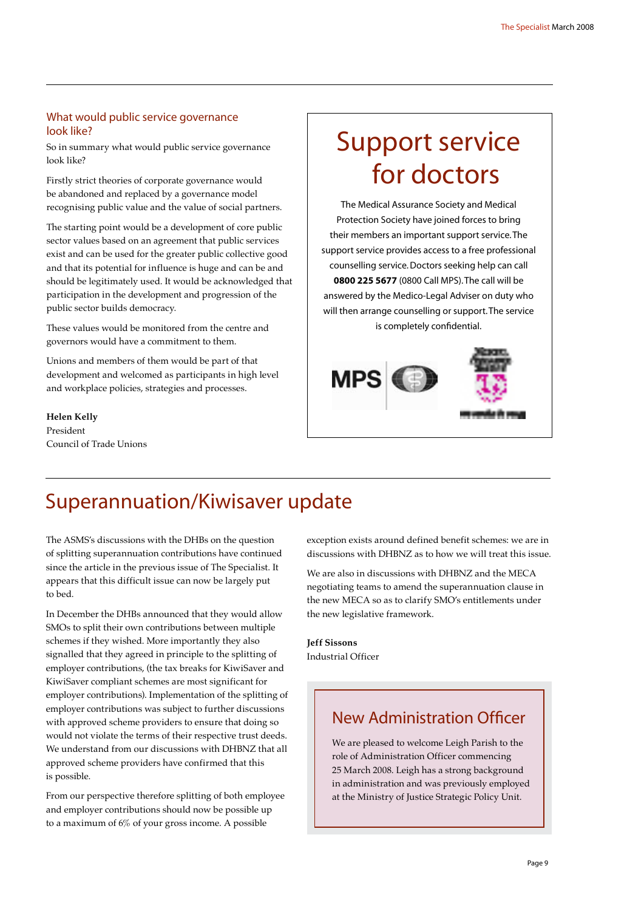## What would public service governance look like?

So in summary what would public service governance look like?

Firstly strict theories of corporate governance would be abandoned and replaced by a governance model recognising public value and the value of social partners.

The starting point would be a development of core public sector values based on an agreement that public services exist and can be used for the greater public collective good and that its potential for influence is huge and can be and should be legitimately used. It would be acknowledged that participation in the development and progression of the public sector builds democracy.

These values would be monitored from the centre and governors would have a commitment to them.

Unions and members of them would be part of that development and welcomed as participants in high level and workplace policies, strategies and processes.

**Helen Kelly**
President
Council of Trade Unions

## Support service for doctors

The Medical Assurance Society and Medical Protection Society have joined forces to bring their members an important support service. The support service provides access to a free professional counselling service. Doctors seeking help can call **0800 225 5677** (0800 Call MPS). The call will be answered by the Medico-Legal Adviser on duty who will then arrange counselling or support. The service is completely confidential.

# Superannuation/Kiwisaver update

The ASMS's discussions with the DHBs on the question of splitting superannuation contributions have continued since the article in the previous issue of The Specialist. It appears that this difficult issue can now be largely put to bed.

In December the DHBs announced that they would allow SMOs to split their own contributions between multiple schemes if they wished. More importantly they also signalled that they agreed in principle to the splitting of employer contributions, (the tax breaks for KiwiSaver and KiwiSaver compliant schemes are most significant for employer contributions). Implementation of the splitting of employer contributions was subject to further discussions with approved scheme providers to ensure that doing so would not violate the terms of their respective trust deeds. We understand from our discussions with DHBNZ that all approved scheme providers have confirmed that this is possible.

From our perspective therefore splitting of both employee and employer contributions should now be possible up to a maximum of 6% of your gross income. A possible exception exists around defined benefit schemes: we are in discussions with DHBNZ as to how we will treat this issue.

We are also in discussions with DHBNZ and the MECA negotiating teams to amend the superannuation clause in the new MECA so as to clarify SMO's entitlements under the new legislative framework.

**Jeff Sissons**
Industrial Officer

## New Administration Officer

We are pleased to welcome Leigh Parish to the role of Administration Officer commencing 25 March 2008. Leigh has a strong background in administration and was previously employed at the Ministry of Justice Strategic Policy Unit.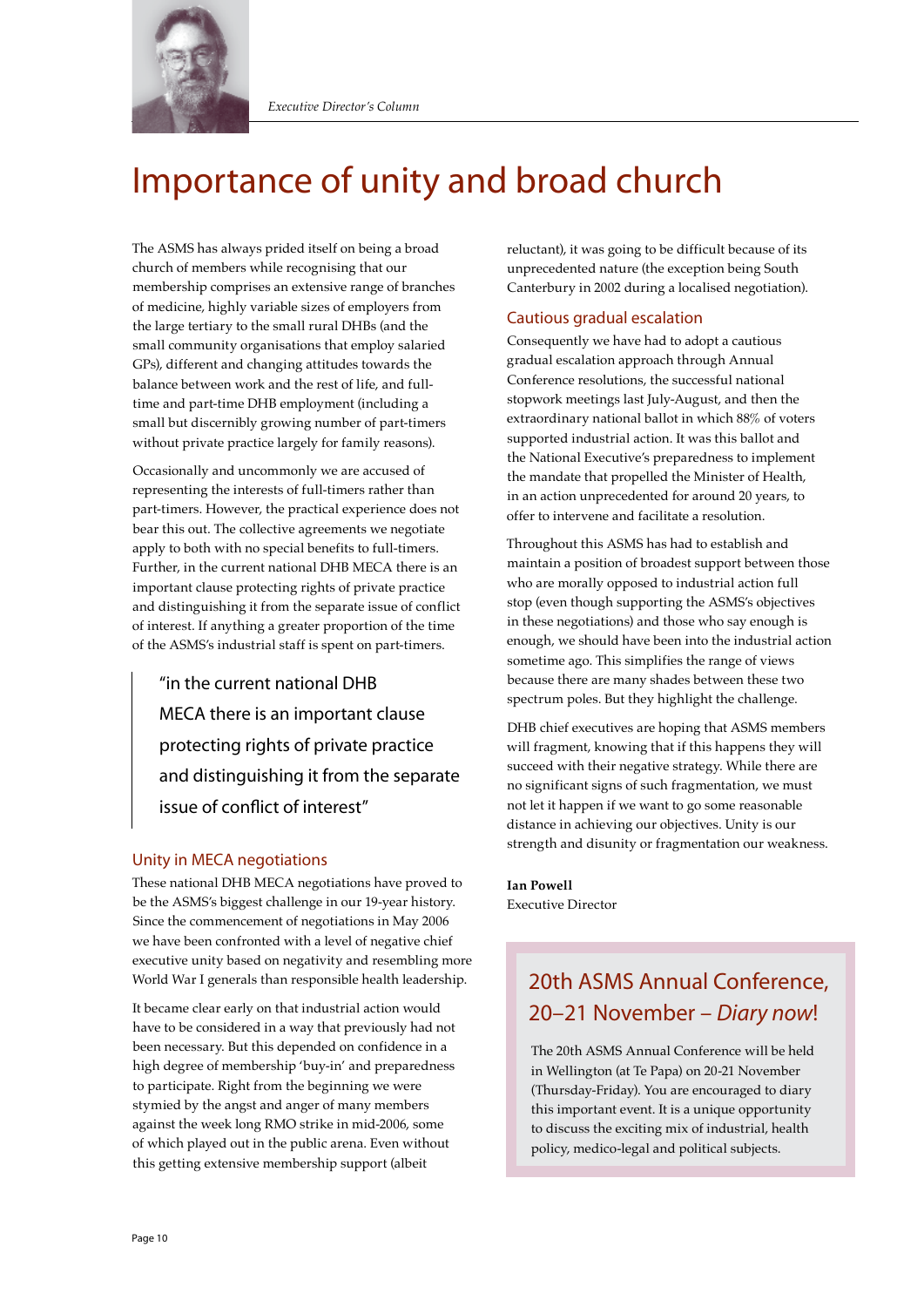*Executive Director's Column*

# Importance of unity and broad church

The ASMS has always prided itself on being a broad church of members while recognising that our membership comprises an extensive range of branches of medicine, highly variable sizes of employers from the large tertiary to the small rural DHBs (and the small community organisations that employ salaried GPs), different and changing attitudes towards the balance between work and the rest of life, and full-time and part-time DHB employment (including a small but discernibly growing number of part-timers without private practice largely for family reasons).

Occasionally and uncommonly we are accused of representing the interests of full-timers rather than part-timers. However, the practical experience does not bear this out. The collective agreements we negotiate apply to both with no special benefits to full-timers. Further, in the current national DHB MECA there is an important clause protecting rights of private practice and distinguishing it from the separate issue of conflict of interest. If anything a greater proportion of the time of the ASMS's industrial staff is spent on part-timers.

> "in the current national DHB MECA there is an important clause protecting rights of private practice and distinguishing it from the separate issue of conflict of interest"

## Unity in MECA negotiations

These national DHB MECA negotiations have proved to be the ASMS's biggest challenge in our 19-year history. Since the commencement of negotiations in May 2006 we have been confronted with a level of negative chief executive unity based on negativity and resembling more World War I generals than responsible health leadership.

It became clear early on that industrial action would have to be considered in a way that previously had not been necessary. But this depended on confidence in a high degree of membership 'buy-in' and preparedness to participate. Right from the beginning we were stymied by the angst and anger of many members against the week long RMO strike in mid-2006, some of which played out in the public arena. Even without this getting extensive membership support (albeit reluctant), it was going to be difficult because of its unprecedented nature (the exception being South Canterbury in 2002 during a localised negotiation).

## Cautious gradual escalation

Consequently we have had to adopt a cautious gradual escalation approach through Annual Conference resolutions, the successful national stopwork meetings last July-August, and then the extraordinary national ballot in which 88% of voters supported industrial action. It was this ballot and the National Executive's preparedness to implement the mandate that propelled the Minister of Health, in an action unprecedented for around 20 years, to offer to intervene and facilitate a resolution.

Throughout this ASMS has had to establish and maintain a position of broadest support between those who are morally opposed to industrial action full stop (even though supporting the ASMS's objectives in these negotiations) and those who say enough is enough, we should have been into the industrial action sometime ago. This simplifies the range of views because there are many shades between these two spectrum poles. But they highlight the challenge.

DHB chief executives are hoping that ASMS members will fragment, knowing that if this happens they will succeed with their negative strategy. While there are no significant signs of such fragmentation, we must not let it happen if we want to go some reasonable distance in achieving our objectives. Unity is our strength and disunity or fragmentation our weakness.

**Ian Powell**
Executive Director

## 20th ASMS Annual Conference, 20–21 November – *Diary now*!

The 20th ASMS Annual Conference will be held in Wellington (at Te Papa) on 20-21 November (Thursday-Friday). You are encouraged to diary this important event. It is a unique opportunity to discuss the exciting mix of industrial, health policy, medico-legal and political subjects.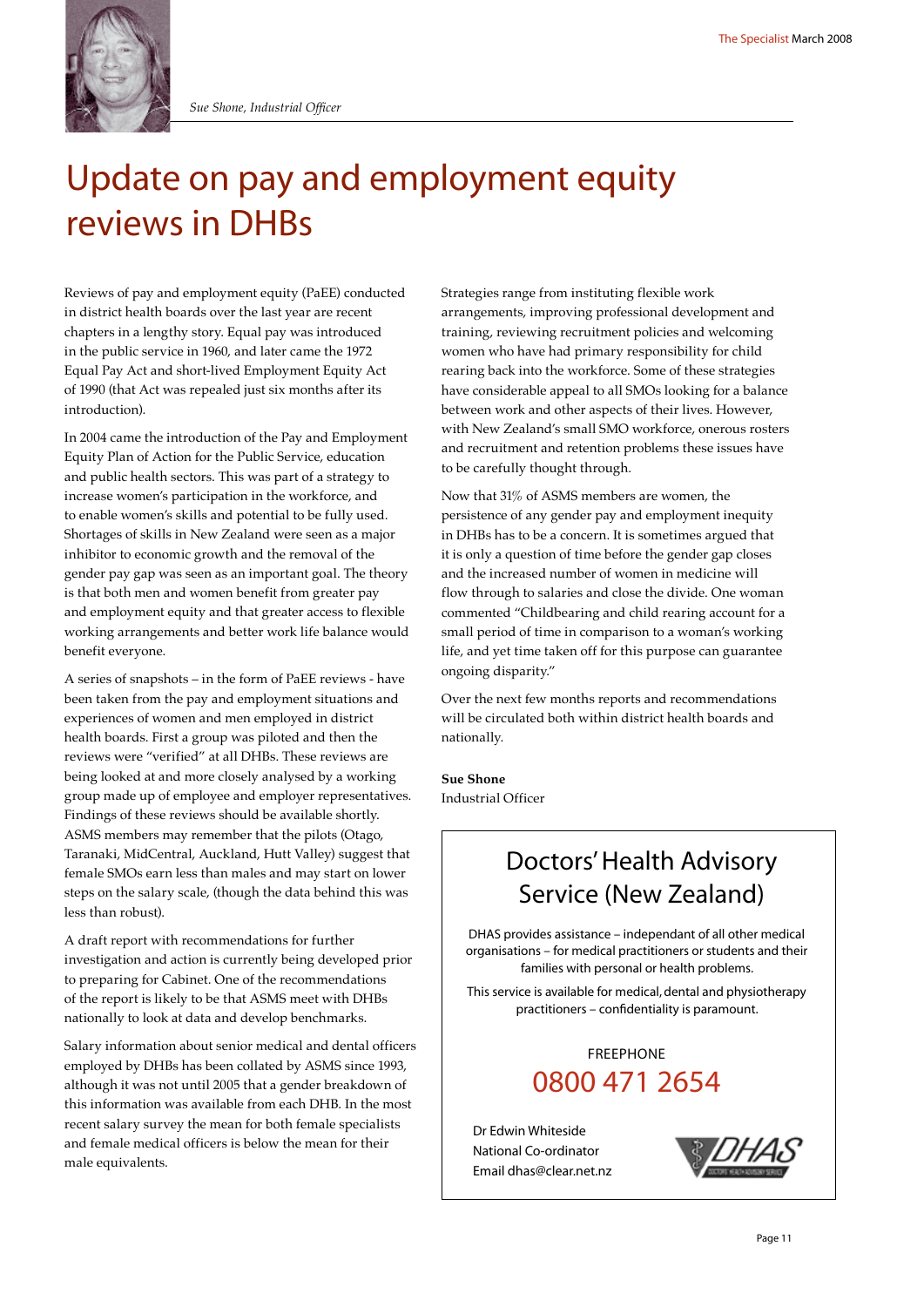*Sue Shone, Industrial Officer*

# Update on pay and employment equity reviews in DHBs

Reviews of pay and employment equity (PaEE) conducted in district health boards over the last year are recent chapters in a lengthy story. Equal pay was introduced in the public service in 1960, and later came the 1972 Equal Pay Act and short-lived Employment Equity Act of 1990 (that Act was repealed just six months after its introduction).

In 2004 came the introduction of the Pay and Employment Equity Plan of Action for the Public Service, education and public health sectors. This was part of a strategy to increase women's participation in the workforce, and to enable women's skills and potential to be fully used. Shortages of skills in New Zealand were seen as a major inhibitor to economic growth and the removal of the gender pay gap was seen as an important goal. The theory is that both men and women benefit from greater pay and employment equity and that greater access to flexible working arrangements and better work life balance would benefit everyone.

A series of snapshots – in the form of PaEE reviews - have been taken from the pay and employment situations and experiences of women and men employed in district health boards. First a group was piloted and then the reviews were "verified" at all DHBs. These reviews are being looked at and more closely analysed by a working group made up of employee and employer representatives. Findings of these reviews should be available shortly. ASMS members may remember that the pilots (Otago, Taranaki, MidCentral, Auckland, Hutt Valley) suggest that female SMOs earn less than males and may start on lower steps on the salary scale, (though the data behind this was less than robust).

A draft report with recommendations for further investigation and action is currently being developed prior to preparing for Cabinet. One of the recommendations of the report is likely to be that ASMS meet with DHBs nationally to look at data and develop benchmarks.

Salary information about senior medical and dental officers employed by DHBs has been collated by ASMS since 1993, although it was not until 2005 that a gender breakdown of this information was available from each DHB. In the most recent salary survey the mean for both female specialists and female medical officers is below the mean for their male equivalents.

Strategies range from instituting flexible work arrangements, improving professional development and training, reviewing recruitment policies and welcoming women who have had primary responsibility for child rearing back into the workforce. Some of these strategies have considerable appeal to all SMOs looking for a balance between work and other aspects of their lives. However, with New Zealand's small SMO workforce, onerous rosters and recruitment and retention problems these issues have to be carefully thought through.

Now that 31% of ASMS members are women, the persistence of any gender pay and employment inequity in DHBs has to be a concern. It is sometimes argued that it is only a question of time before the gender gap closes and the increased number of women in medicine will flow through to salaries and close the divide. One woman commented "Childbearing and child rearing account for a small period of time in comparison to a woman's working life, and yet time taken off for this purpose can guarantee ongoing disparity."

Over the next few months reports and recommendations will be circulated both within district health boards and nationally.

**Sue Shone**
Industrial Officer

## Doctors' Health Advisory Service (New Zealand)

DHAS provides assistance – independant of all other medical organisations – for medical practitioners or students and their families with personal or health problems.

This service is available for medical, dental and physiotherapy practitioners – confidentiality is paramount.

FREEPHONE
0800 471 2654

Dr Edwin Whiteside
National Co-ordinator
Email dhas@clear.net.nz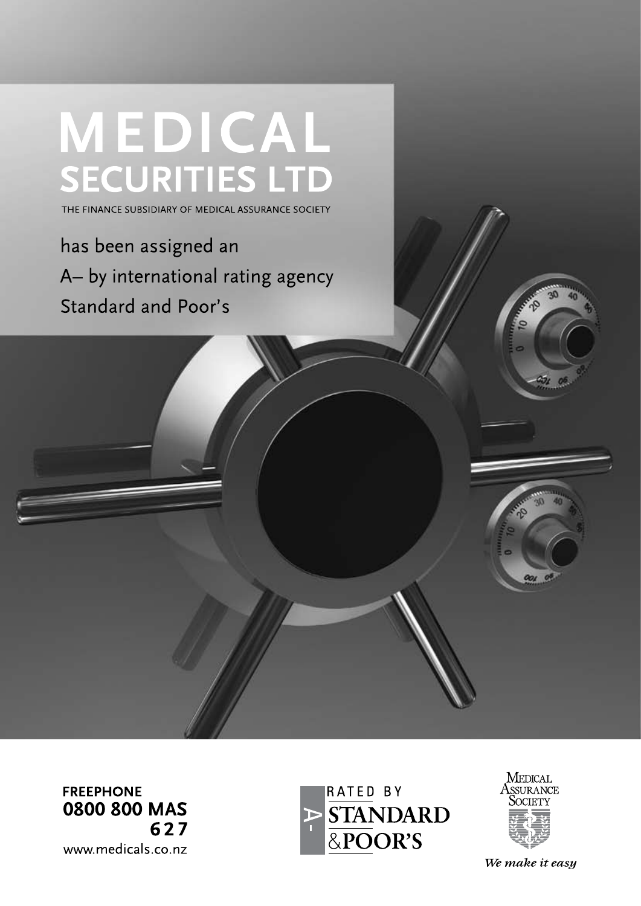# MEDICAL SECURITIES LTD

THE FINANCE SUBSIDIARY OF MEDICAL ASSURANCE SOCIETY

has been assigned an A– by international rating agency Standard and Poor's

**FREEPHONE**
**0800 800 MAS**
**627**
www.medicals.co.nz

A- RATED BY STANDARD &POOR'S

MEDICAL ASSURANCE SOCIETY

*We make it easy*